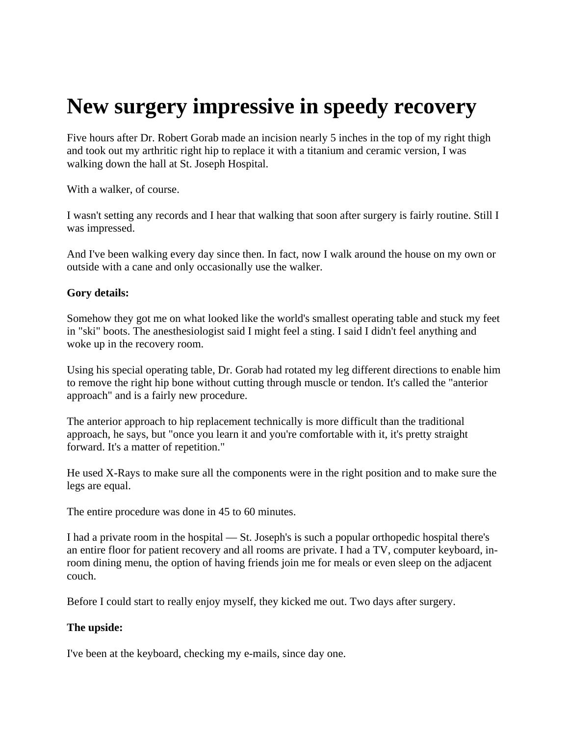# New surgery impressive in speedy recovery

Five hours after Dr. Robert Gorab made an incision nearly 5 inches in the top of my right thigh and took out my arthritic right hip to replace it with a titanium and ceramic version, I was walking down the hall at St. Joseph Hospital.

With a walker, of course.

I wasn't setting any records and I hear that walking that soon after surgery is fairly routine. Still I was impressed.

And I've been walking every day since then. In fact, now I walk around the house on my own or outside with a cane and only occasionally use the walker.

**Gory details:**

Somehow they got me on what looked like the world's smallest operating table and stuck my feet in "ski" boots. The anesthesiologist said I might feel a sting. I said I didn't feel anything and woke up in the recovery room.

Using his special operating table, Dr. Gorab had rotated my leg different directions to enable him to remove the right hip bone without cutting through muscle or tendon. It's called the "anterior approach" and is a fairly new procedure.

The anterior approach to hip replacement technically is more difficult than the traditional approach, he says, but "once you learn it and you're comfortable with it, it's pretty straight forward. It's a matter of repetition."

He used X-Rays to make sure all the components were in the right position and to make sure the legs are equal.

The entire procedure was done in 45 to 60 minutes.

I had a private room in the hospital — St. Joseph's is such a popular orthopedic hospital there's an entire floor for patient recovery and all rooms are private. I had a TV, computer keyboard, in-room dining menu, the option of having friends join me for meals or even sleep on the adjacent couch.

Before I could start to really enjoy myself, they kicked me out. Two days after surgery.

**The upside:**

I've been at the keyboard, checking my e-mails, since day one.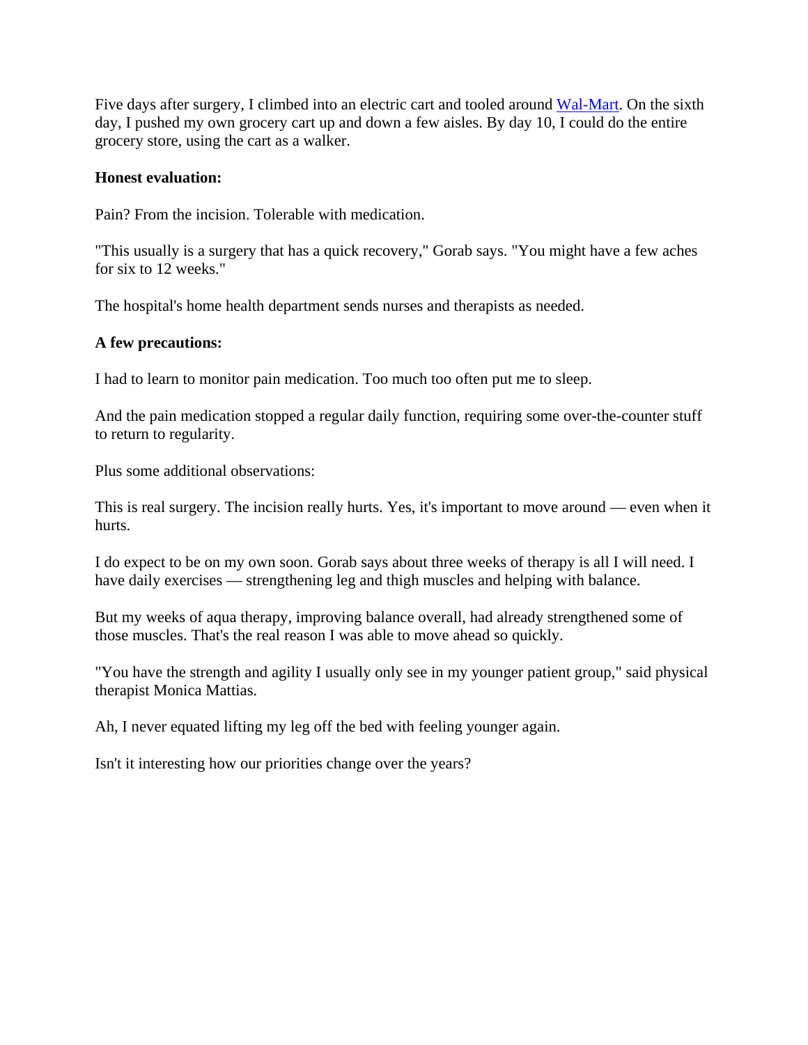Five days after surgery, I climbed into an electric cart and tooled around Wal-Mart. On the sixth day, I pushed my own grocery cart up and down a few aisles. By day 10, I could do the entire grocery store, using the cart as a walker.

**Honest evaluation:**

Pain? From the incision. Tolerable with medication.

"This usually is a surgery that has a quick recovery," Gorab says. "You might have a few aches for six to 12 weeks."

The hospital's home health department sends nurses and therapists as needed.

**A few precautions:**

I had to learn to monitor pain medication. Too much too often put me to sleep.

And the pain medication stopped a regular daily function, requiring some over-the-counter stuff to return to regularity.

Plus some additional observations:

This is real surgery. The incision really hurts. Yes, it's important to move around — even when it hurts.

I do expect to be on my own soon. Gorab says about three weeks of therapy is all I will need. I have daily exercises — strengthening leg and thigh muscles and helping with balance.

But my weeks of aqua therapy, improving balance overall, had already strengthened some of those muscles. That's the real reason I was able to move ahead so quickly.

"You have the strength and agility I usually only see in my younger patient group," said physical therapist Monica Mattias.

Ah, I never equated lifting my leg off the bed with feeling younger again.

Isn't it interesting how our priorities change over the years?